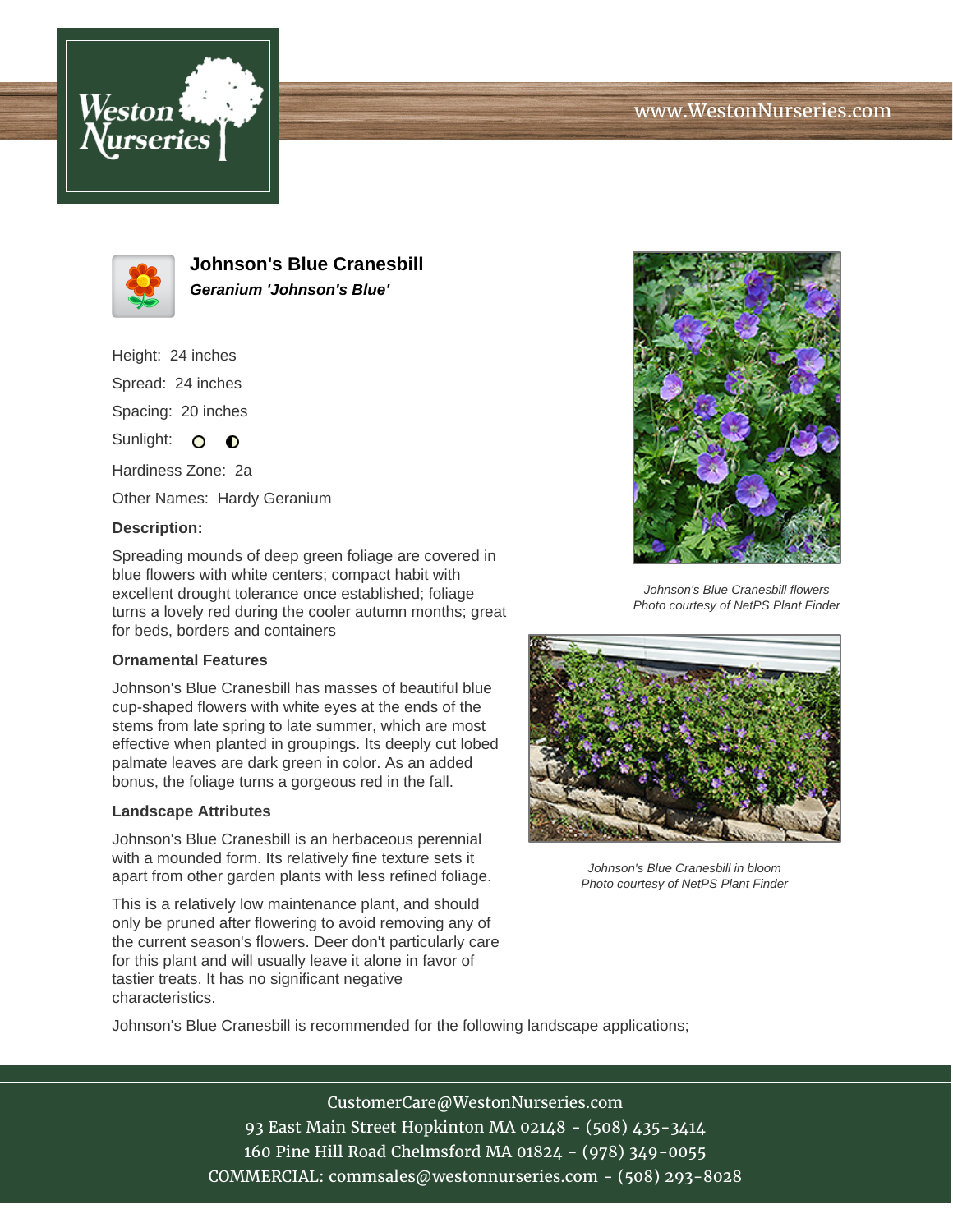Weston Nurseries

www.WestonNurseries.com

# Johnson's Blue Cranesbill

***Geranium 'Johnson's Blue'***

Height: 24 inches

Spread: 24 inches

Spacing: 20 inches

Sunlight: full sun, partial shade

Hardiness Zone: 2a

Other Names: Hardy Geranium

**Description:**

Spreading mounds of deep green foliage are covered in blue flowers with white centers; compact habit with excellent drought tolerance once established; foliage turns a lovely red during the cooler autumn months; great for beds, borders and containers

### Ornamental Features

Johnson's Blue Cranesbill has masses of beautiful blue cup-shaped flowers with white eyes at the ends of the stems from late spring to late summer, which are most effective when planted in groupings. Its deeply cut lobed palmate leaves are dark green in color. As an added bonus, the foliage turns a gorgeous red in the fall.

### Landscape Attributes

Johnson's Blue Cranesbill is an herbaceous perennial with a mounded form. Its relatively fine texture sets it apart from other garden plants with less refined foliage.

This is a relatively low maintenance plant, and should only be pruned after flowering to avoid removing any of the current season's flowers. Deer don't particularly care for this plant and will usually leave it alone in favor of tastier treats. It has no significant negative characteristics.

Johnson's Blue Cranesbill is recommended for the following landscape applications;

*Johnson's Blue Cranesbill flowers*
*Photo courtesy of NetPS Plant Finder*

*Johnson's Blue Cranesbill in bloom*
*Photo courtesy of NetPS Plant Finder*

CustomerCare@WestonNurseries.com
93 East Main Street Hopkinton MA 02148 - (508) 435-3414
160 Pine Hill Road Chelmsford MA 01824 - (978) 349-0055
COMMERCIAL: commsales@westonnurseries.com - (508) 293-8028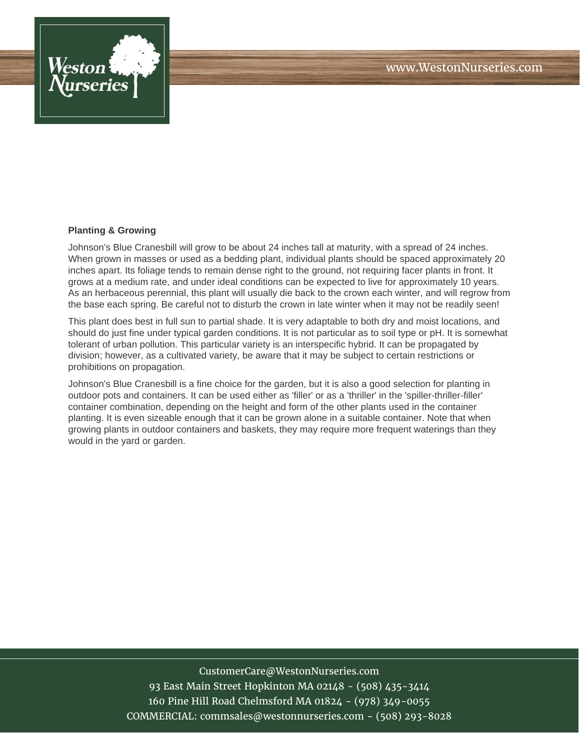**Planting & Growing**

Johnson's Blue Cranesbill will grow to be about 24 inches tall at maturity, with a spread of 24 inches. When grown in masses or used as a bedding plant, individual plants should be spaced approximately 20 inches apart. Its foliage tends to remain dense right to the ground, not requiring facer plants in front. It grows at a medium rate, and under ideal conditions can be expected to live for approximately 10 years. As an herbaceous perennial, this plant will usually die back to the crown each winter, and will regrow from the base each spring. Be careful not to disturb the crown in late winter when it may not be readily seen!

This plant does best in full sun to partial shade. It is very adaptable to both dry and moist locations, and should do just fine under typical garden conditions. It is not particular as to soil type or pH. It is somewhat tolerant of urban pollution. This particular variety is an interspecific hybrid. It can be propagated by division; however, as a cultivated variety, be aware that it may be subject to certain restrictions or prohibitions on propagation.

Johnson's Blue Cranesbill is a fine choice for the garden, but it is also a good selection for planting in outdoor pots and containers. It can be used either as 'filler' or as a 'thriller' in the 'spiller-thriller-filler' container combination, depending on the height and form of the other plants used in the container planting. It is even sizeable enough that it can be grown alone in a suitable container. Note that when growing plants in outdoor containers and baskets, they may require more frequent waterings than they would in the yard or garden.